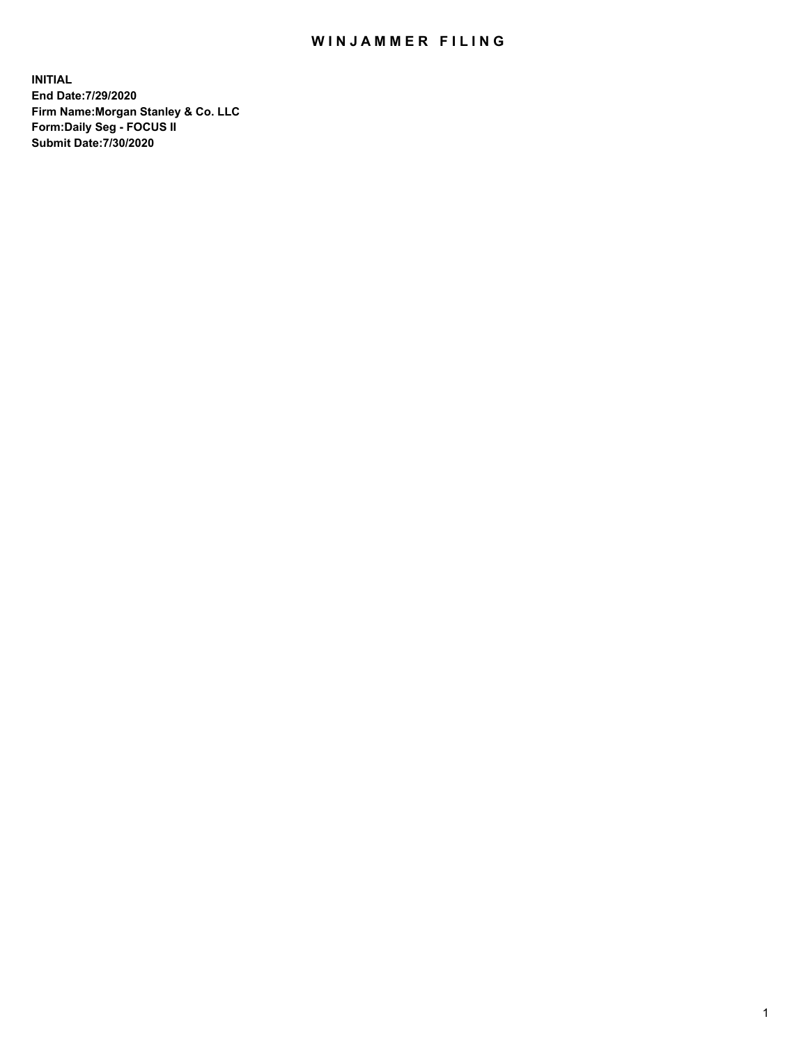# WINJAMMER FILING

**INITIAL**
**End Date:7/29/2020**
**Firm Name:Morgan Stanley & Co. LLC**
**Form:Daily Seg - FOCUS II**
**Submit Date:7/30/2020**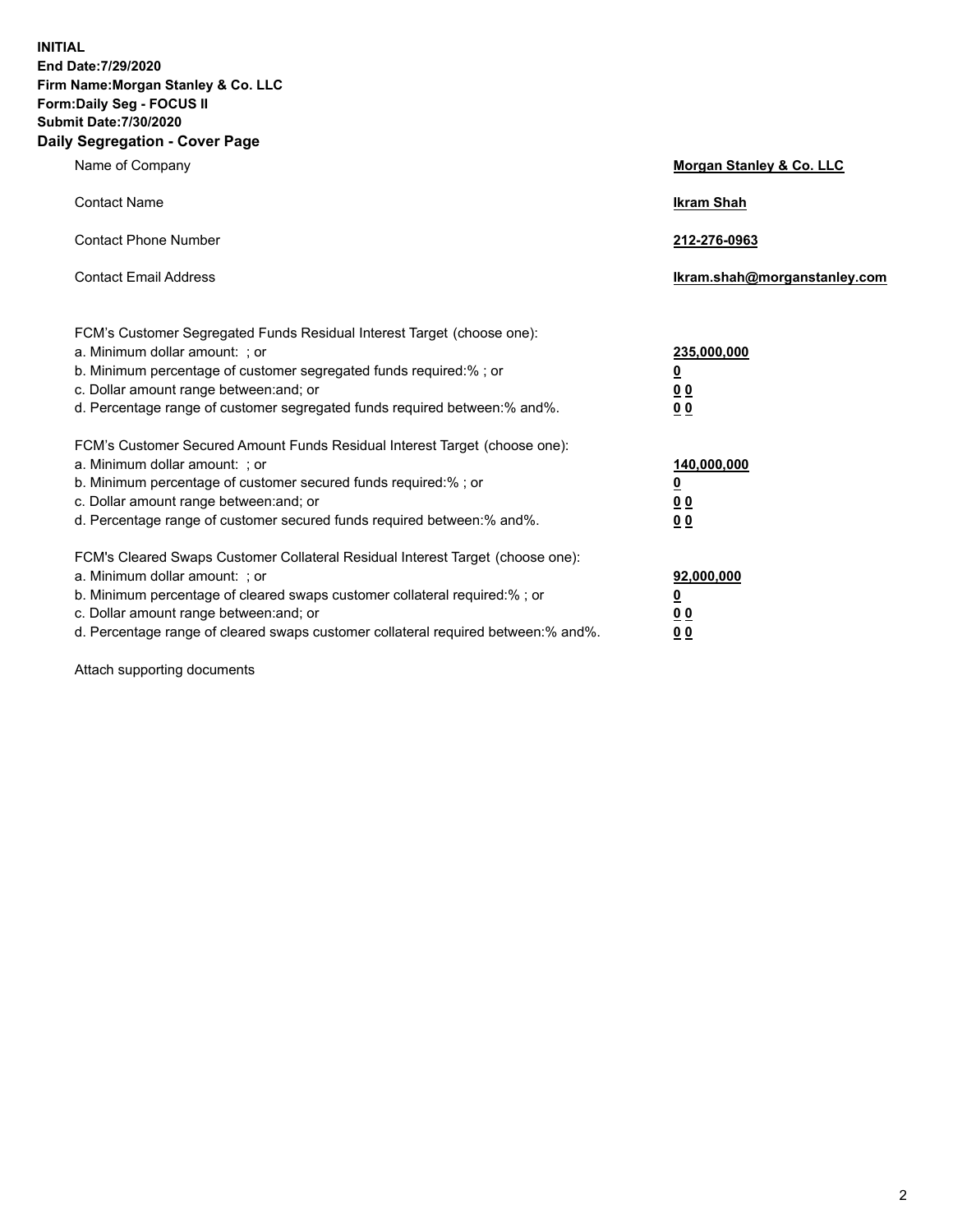**INITIAL**
**End Date:7/29/2020**
**Firm Name:Morgan Stanley & Co. LLC**
**Form:Daily Seg - FOCUS II**
**Submit Date:7/30/2020**
**Daily Segregation - Cover Page**

| | |
|---|---|
| Name of Company | **Morgan Stanley & Co. LLC** |
| Contact Name | **Ikram Shah** |
| Contact Phone Number | **212-276-0963** |
| Contact Email Address | **Ikram.shah@morganstanley.com** |

| | |
|---|---|
| FCM's Customer Segregated Funds Residual Interest Target (choose one): | |
| a. Minimum dollar amount: ; or | **235,000,000** |
| b. Minimum percentage of customer segregated funds required:% ; or | **0** |
| c. Dollar amount range between:and; or | **0 0** |
| d. Percentage range of customer segregated funds required between:% and%. | **0 0** |
| FCM's Customer Secured Amount Funds Residual Interest Target (choose one): | |
| a. Minimum dollar amount: ; or | **140,000,000** |
| b. Minimum percentage of customer secured funds required:% ; or | **0** |
| c. Dollar amount range between:and; or | **0 0** |
| d. Percentage range of customer secured funds required between:% and%. | **0 0** |
| FCM's Cleared Swaps Customer Collateral Residual Interest Target (choose one): | |
| a. Minimum dollar amount: ; or | **92,000,000** |
| b. Minimum percentage of cleared swaps customer collateral required:% ; or | **0** |
| c. Dollar amount range between:and; or | **0 0** |
| d. Percentage range of cleared swaps customer collateral required between:% and%. | **0 0** |

Attach supporting documents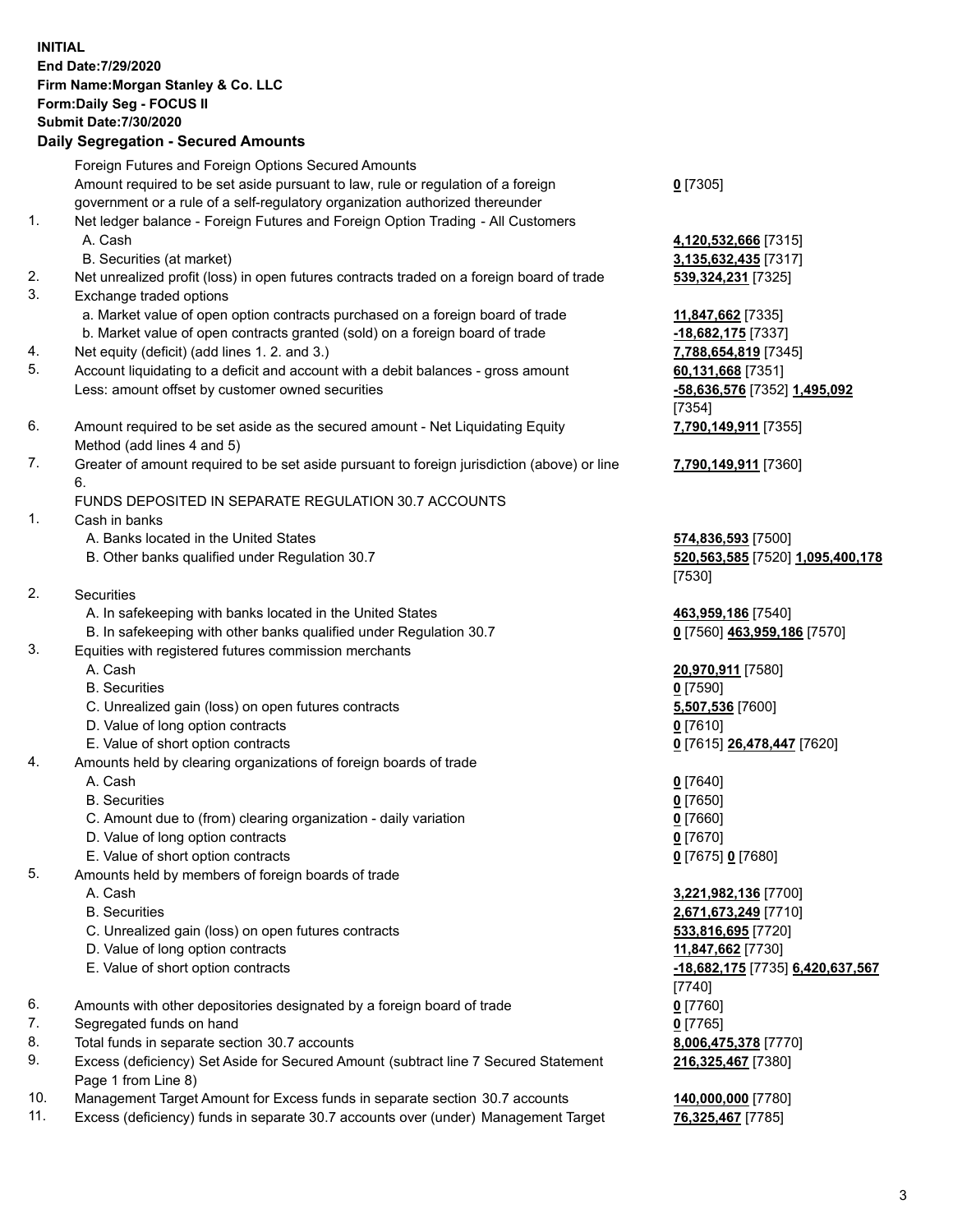**INITIAL**
**End Date:7/29/2020**
**Firm Name:Morgan Stanley & Co. LLC**
**Form:Daily Seg - FOCUS II**
**Submit Date:7/30/2020**

## Daily Segregation - Secured Amounts

| | | |
|---|---|---|
| | Foreign Futures and Foreign Options Secured Amounts | |
| | Amount required to be set aside pursuant to law, rule or regulation of a foreign government or a rule of a self-regulatory organization authorized thereunder | **0** [7305] |
| 1. | Net ledger balance - Foreign Futures and Foreign Option Trading - All Customers | |
| | A. Cash | **4,120,532,666** [7315] |
| | B. Securities (at market) | **3,135,632,435** [7317] |
| 2. | Net unrealized profit (loss) in open futures contracts traded on a foreign board of trade | **539,324,231** [7325] |
| 3. | Exchange traded options | |
| | a. Market value of open option contracts purchased on a foreign board of trade | **11,847,662** [7335] |
| | b. Market value of open contracts granted (sold) on a foreign board of trade | **-18,682,175** [7337] |
| 4. | Net equity (deficit) (add lines 1. 2. and 3.) | **7,788,654,819** [7345] |
| 5. | Account liquidating to a deficit and account with a debit balances - gross amount | **60,131,668** [7351] |
| | Less: amount offset by customer owned securities | **-58,636,576** [7352] **1,495,092** [7354] |
| 6. | Amount required to be set aside as the secured amount - Net Liquidating Equity Method (add lines 4 and 5) | **7,790,149,911** [7355] |
| 7. | Greater of amount required to be set aside pursuant to foreign jurisdiction (above) or line 6. | **7,790,149,911** [7360] |
| | FUNDS DEPOSITED IN SEPARATE REGULATION 30.7 ACCOUNTS | |
| 1. | Cash in banks | |
| | A. Banks located in the United States | **574,836,593** [7500] |
| | B. Other banks qualified under Regulation 30.7 | **520,563,585** [7520] **1,095,400,178** [7530] |
| 2. | Securities | |
| | A. In safekeeping with banks located in the United States | **463,959,186** [7540] |
| | B. In safekeeping with other banks qualified under Regulation 30.7 | **0** [7560] **463,959,186** [7570] |
| 3. | Equities with registered futures commission merchants | |
| | A. Cash | **20,970,911** [7580] |
| | B. Securities | **0** [7590] |
| | C. Unrealized gain (loss) on open futures contracts | **5,507,536** [7600] |
| | D. Value of long option contracts | **0** [7610] |
| | E. Value of short option contracts | **0** [7615] **26,478,447** [7620] |
| 4. | Amounts held by clearing organizations of foreign boards of trade | |
| | A. Cash | **0** [7640] |
| | B. Securities | **0** [7650] |
| | C. Amount due to (from) clearing organization - daily variation | **0** [7660] |
| | D. Value of long option contracts | **0** [7670] |
| | E. Value of short option contracts | **0** [7675] **0** [7680] |
| 5. | Amounts held by members of foreign boards of trade | |
| | A. Cash | **3,221,982,136** [7700] |
| | B. Securities | **2,671,673,249** [7710] |
| | C. Unrealized gain (loss) on open futures contracts | **533,816,695** [7720] |
| | D. Value of long option contracts | **11,847,662** [7730] |
| | E. Value of short option contracts | **-18,682,175** [7735] **6,420,637,567** [7740] |
| 6. | Amounts with other depositories designated by a foreign board of trade | **0** [7760] |
| 7. | Segregated funds on hand | **0** [7765] |
| 8. | Total funds in separate section 30.7 accounts | **8,006,475,378** [7770] |
| 9. | Excess (deficiency) Set Aside for Secured Amount (subtract line 7 Secured Statement Page 1 from Line 8) | **216,325,467** [7380] |
| 10. | Management Target Amount for Excess funds in separate section 30.7 accounts | **140,000,000** [7780] |
| 11. | Excess (deficiency) funds in separate 30.7 accounts over (under) Management Target | **76,325,467** [7785] |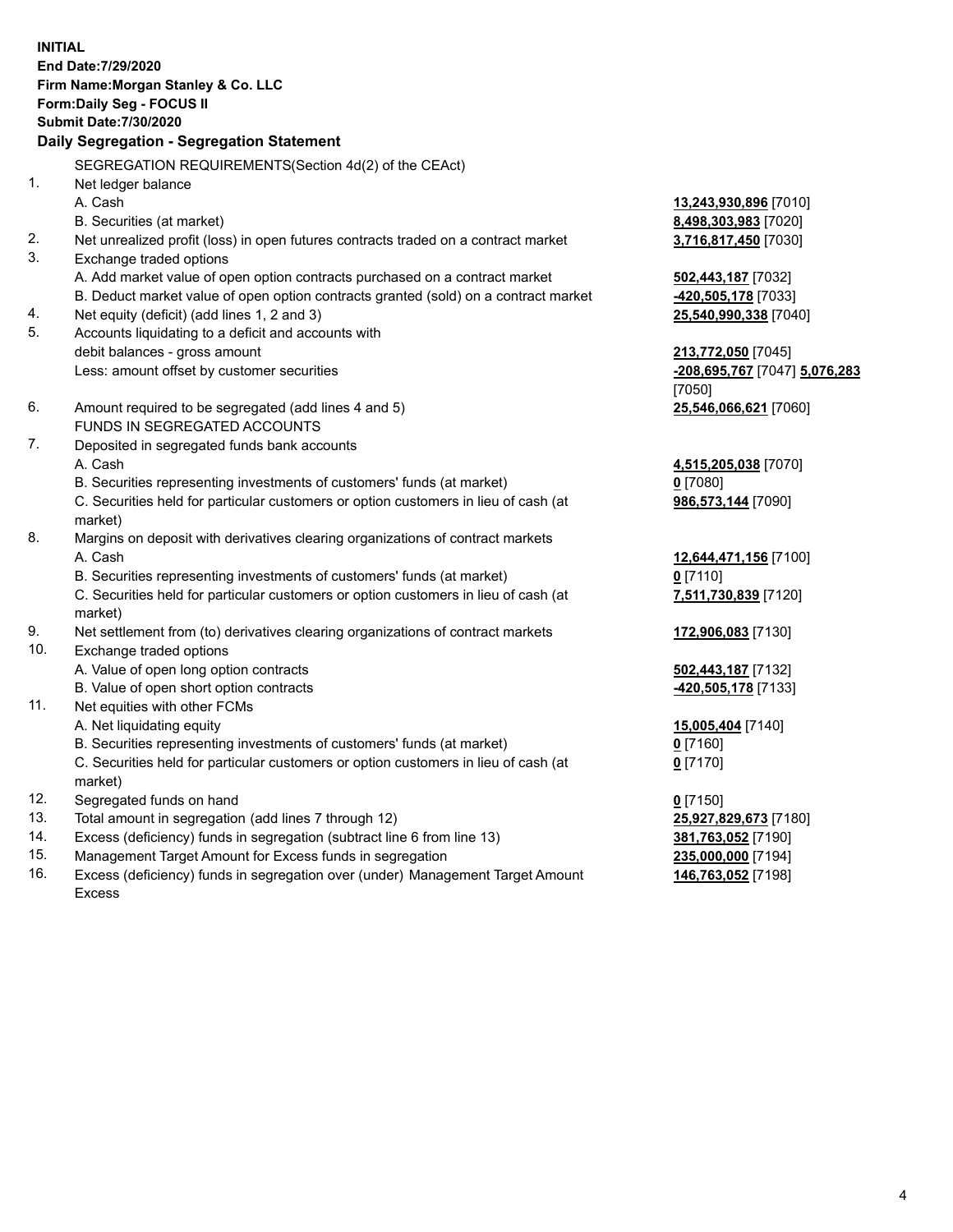**INITIAL**
**End Date:7/29/2020**
**Firm Name:Morgan Stanley & Co. LLC**
**Form:Daily Seg - FOCUS II**
**Submit Date:7/30/2020**

**Daily Segregation - Segregation Statement**

SEGREGATION REQUIREMENTS(Section 4d(2) of the CEAct)

| | | |
|---|---|---|
| 1. | Net ledger balance | |
| | A. Cash | **13,243,930,896** [7010] |
| | B. Securities (at market) | **8,498,303,983** [7020] |
| 2. | Net unrealized profit (loss) in open futures contracts traded on a contract market | **3,716,817,450** [7030] |
| 3. | Exchange traded options | |
| | A. Add market value of open option contracts purchased on a contract market | **502,443,187** [7032] |
| | B. Deduct market value of open option contracts granted (sold) on a contract market | **-420,505,178** [7033] |
| 4. | Net equity (deficit) (add lines 1, 2 and 3) | **25,540,990,338** [7040] |
| 5. | Accounts liquidating to a deficit and accounts with debit balances - gross amount | **213,772,050** [7045] |
| | Less: amount offset by customer securities | **-208,695,767** [7047] **5,076,283** [7050] |
| 6. | Amount required to be segregated (add lines 4 and 5) | **25,546,066,621** [7060] |
| | FUNDS IN SEGREGATED ACCOUNTS | |
| 7. | Deposited in segregated funds bank accounts | |
| | A. Cash | **4,515,205,038** [7070] |
| | B. Securities representing investments of customers' funds (at market) | **0** [7080] |
| | C. Securities held for particular customers or option customers in lieu of cash (at market) | **986,573,144** [7090] |
| 8. | Margins on deposit with derivatives clearing organizations of contract markets | |
| | A. Cash | **12,644,471,156** [7100] |
| | B. Securities representing investments of customers' funds (at market) | **0** [7110] |
| | C. Securities held for particular customers or option customers in lieu of cash (at market) | **7,511,730,839** [7120] |
| 9. | Net settlement from (to) derivatives clearing organizations of contract markets | **172,906,083** [7130] |
| 10. | Exchange traded options | |
| | A. Value of open long option contracts | **502,443,187** [7132] |
| | B. Value of open short option contracts | **-420,505,178** [7133] |
| 11. | Net equities with other FCMs | |
| | A. Net liquidating equity | **15,005,404** [7140] |
| | B. Securities representing investments of customers' funds (at market) | **0** [7160] |
| | C. Securities held for particular customers or option customers in lieu of cash (at market) | **0** [7170] |
| 12. | Segregated funds on hand | **0** [7150] |
| 13. | Total amount in segregation (add lines 7 through 12) | **25,927,829,673** [7180] |
| 14. | Excess (deficiency) funds in segregation (subtract line 6 from line 13) | **381,763,052** [7190] |
| 15. | Management Target Amount for Excess funds in segregation | **235,000,000** [7194] |
| 16. | Excess (deficiency) funds in segregation over (under) Management Target Amount Excess | **146,763,052** [7198] |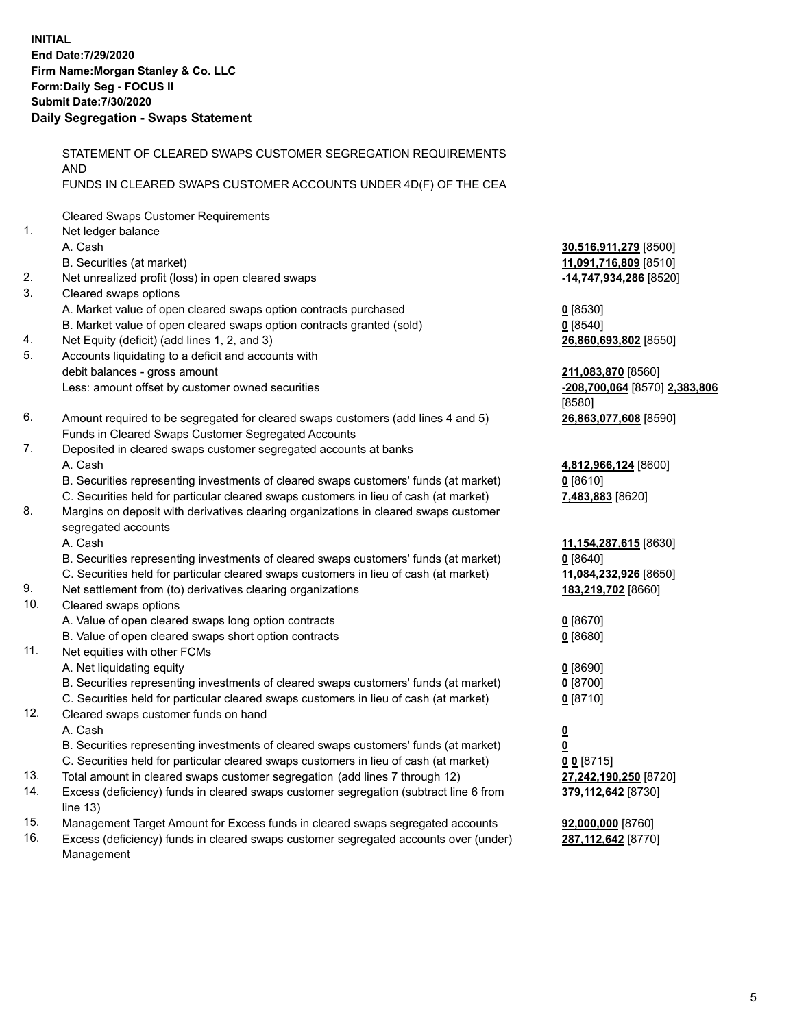**INITIAL**
**End Date:7/29/2020**
**Firm Name:Morgan Stanley & Co. LLC**
**Form:Daily Seg - FOCUS II**
**Submit Date:7/30/2020**
**Daily Segregation - Swaps Statement**

STATEMENT OF CLEARED SWAPS CUSTOMER SEGREGATION REQUIREMENTS AND
FUNDS IN CLEARED SWAPS CUSTOMER ACCOUNTS UNDER 4D(F) OF THE CEA

| | | |
|---|---|---|
| | Cleared Swaps Customer Requirements | |
| 1. | Net ledger balance | |
| | A. Cash | **30,516,911,279** [8500] |
| | B. Securities (at market) | **11,091,716,809** [8510] |
| 2. | Net unrealized profit (loss) in open cleared swaps | **-14,747,934,286** [8520] |
| 3. | Cleared swaps options | |
| | A. Market value of open cleared swaps option contracts purchased | **0** [8530] |
| | B. Market value of open cleared swaps option contracts granted (sold) | **0** [8540] |
| 4. | Net Equity (deficit) (add lines 1, 2, and 3) | **26,860,693,802** [8550] |
| 5. | Accounts liquidating to a deficit and accounts with debit balances - gross amount | **211,083,870** [8560] |
| | Less: amount offset by customer owned securities | **-208,700,064** [8570] **2,383,806** [8580] |
| 6. | Amount required to be segregated for cleared swaps customers (add lines 4 and 5) | **26,863,077,608** [8590] |
| | Funds in Cleared Swaps Customer Segregated Accounts | |
| 7. | Deposited in cleared swaps customer segregated accounts at banks | |
| | A. Cash | **4,812,966,124** [8600] |
| | B. Securities representing investments of cleared swaps customers' funds (at market) | **0** [8610] |
| | C. Securities held for particular cleared swaps customers in lieu of cash (at market) | **7,483,883** [8620] |
| 8. | Margins on deposit with derivatives clearing organizations in cleared swaps customer segregated accounts | |
| | A. Cash | **11,154,287,615** [8630] |
| | B. Securities representing investments of cleared swaps customers' funds (at market) | **0** [8640] |
| | C. Securities held for particular cleared swaps customers in lieu of cash (at market) | **11,084,232,926** [8650] |
| 9. | Net settlement from (to) derivatives clearing organizations | **183,219,702** [8660] |
| 10. | Cleared swaps options | |
| | A. Value of open cleared swaps long option contracts | **0** [8670] |
| | B. Value of open cleared swaps short option contracts | **0** [8680] |
| 11. | Net equities with other FCMs | |
| | A. Net liquidating equity | **0** [8690] |
| | B. Securities representing investments of cleared swaps customers' funds (at market) | **0** [8700] |
| | C. Securities held for particular cleared swaps customers in lieu of cash (at market) | **0** [8710] |
| 12. | Cleared swaps customer funds on hand | |
| | A. Cash | **0** |
| | B. Securities representing investments of cleared swaps customers' funds (at market) | **0** |
| | C. Securities held for particular cleared swaps customers in lieu of cash (at market) | **0** **0** [8715] |
| 13. | Total amount in cleared swaps customer segregation (add lines 7 through 12) | **27,242,190,250** [8720] |
| 14. | Excess (deficiency) funds in cleared swaps customer segregation (subtract line 6 from line 13) | **379,112,642** [8730] |
| 15. | Management Target Amount for Excess funds in cleared swaps segregated accounts | **92,000,000** [8760] |
| 16. | Excess (deficiency) funds in cleared swaps customer segregated accounts over (under) Management | **287,112,642** [8770] |